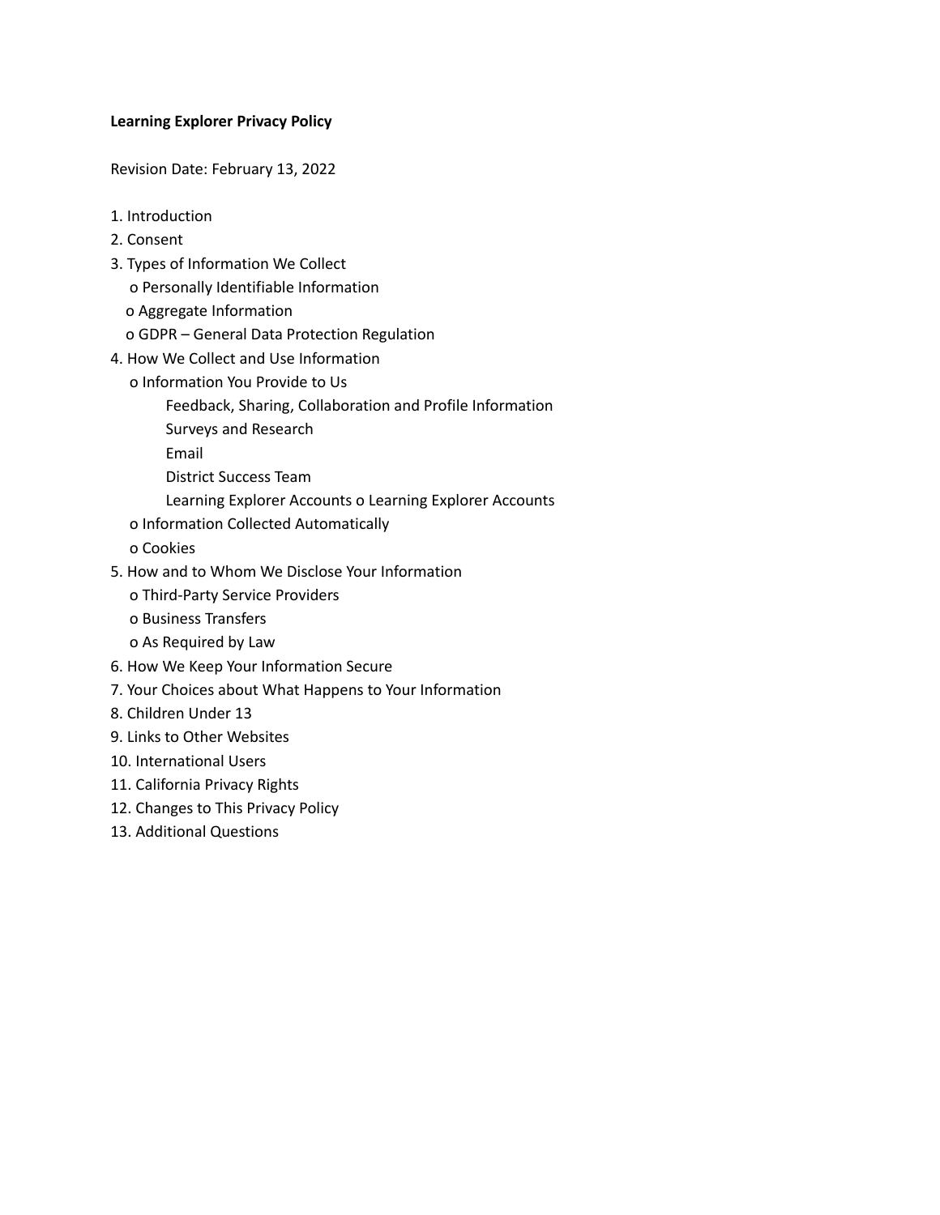**Learning Explorer Privacy Policy**

Revision Date: February 13, 2022

1. Introduction
2. Consent
3. Types of Information We Collect
   - Personally Identifiable Information
   - Aggregate Information
   - GDPR – General Data Protection Regulation
4. How We Collect and Use Information
   - Information You Provide to Us
     - Feedback, Sharing, Collaboration and Profile Information
     - Surveys and Research
     - Email
     - District Success Team
     - Learning Explorer Accounts o Learning Explorer Accounts
   - Information Collected Automatically
   - Cookies
5. How and to Whom We Disclose Your Information
   - Third-Party Service Providers
   - Business Transfers
   - As Required by Law
6. How We Keep Your Information Secure
7. Your Choices about What Happens to Your Information
8. Children Under 13
9. Links to Other Websites
10. International Users
11. California Privacy Rights
12. Changes to This Privacy Policy
13. Additional Questions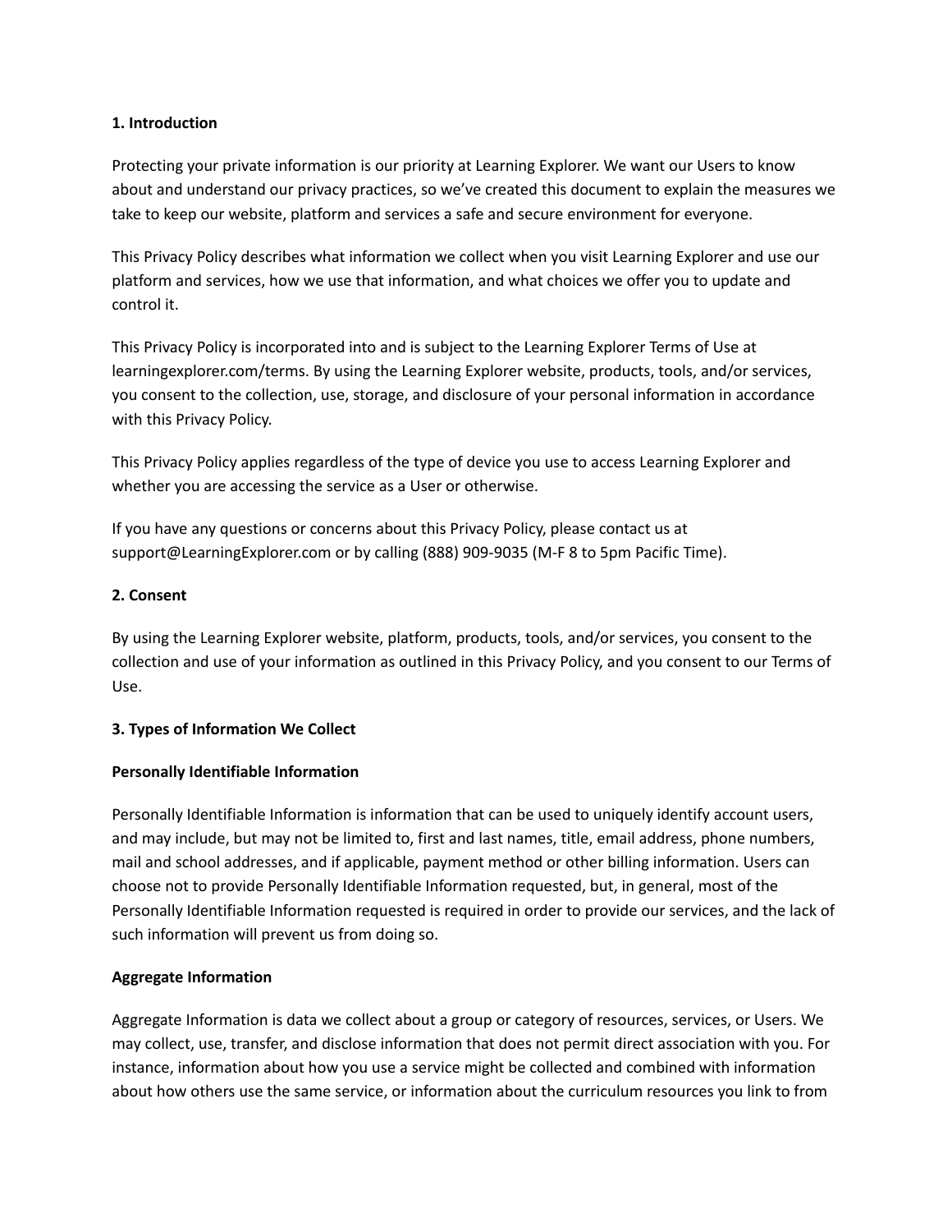**1. Introduction**

Protecting your private information is our priority at Learning Explorer. We want our Users to know about and understand our privacy practices, so we've created this document to explain the measures we take to keep our website, platform and services a safe and secure environment for everyone.

This Privacy Policy describes what information we collect when you visit Learning Explorer and use our platform and services, how we use that information, and what choices we offer you to update and control it.

This Privacy Policy is incorporated into and is subject to the Learning Explorer Terms of Use at learningexplorer.com/terms. By using the Learning Explorer website, products, tools, and/or services, you consent to the collection, use, storage, and disclosure of your personal information in accordance with this Privacy Policy.

This Privacy Policy applies regardless of the type of device you use to access Learning Explorer and whether you are accessing the service as a User or otherwise.

If you have any questions or concerns about this Privacy Policy, please contact us at support@LearningExplorer.com or by calling (888) 909-9035 (M-F 8 to 5pm Pacific Time).

**2. Consent**

By using the Learning Explorer website, platform, products, tools, and/or services, you consent to the collection and use of your information as outlined in this Privacy Policy, and you consent to our Terms of Use.

**3. Types of Information We Collect**

**Personally Identifiable Information**

Personally Identifiable Information is information that can be used to uniquely identify account users, and may include, but may not be limited to, first and last names, title, email address, phone numbers, mail and school addresses, and if applicable, payment method or other billing information. Users can choose not to provide Personally Identifiable Information requested, but, in general, most of the Personally Identifiable Information requested is required in order to provide our services, and the lack of such information will prevent us from doing so.

**Aggregate Information**

Aggregate Information is data we collect about a group or category of resources, services, or Users. We may collect, use, transfer, and disclose information that does not permit direct association with you. For instance, information about how you use a service might be collected and combined with information about how others use the same service, or information about the curriculum resources you link to from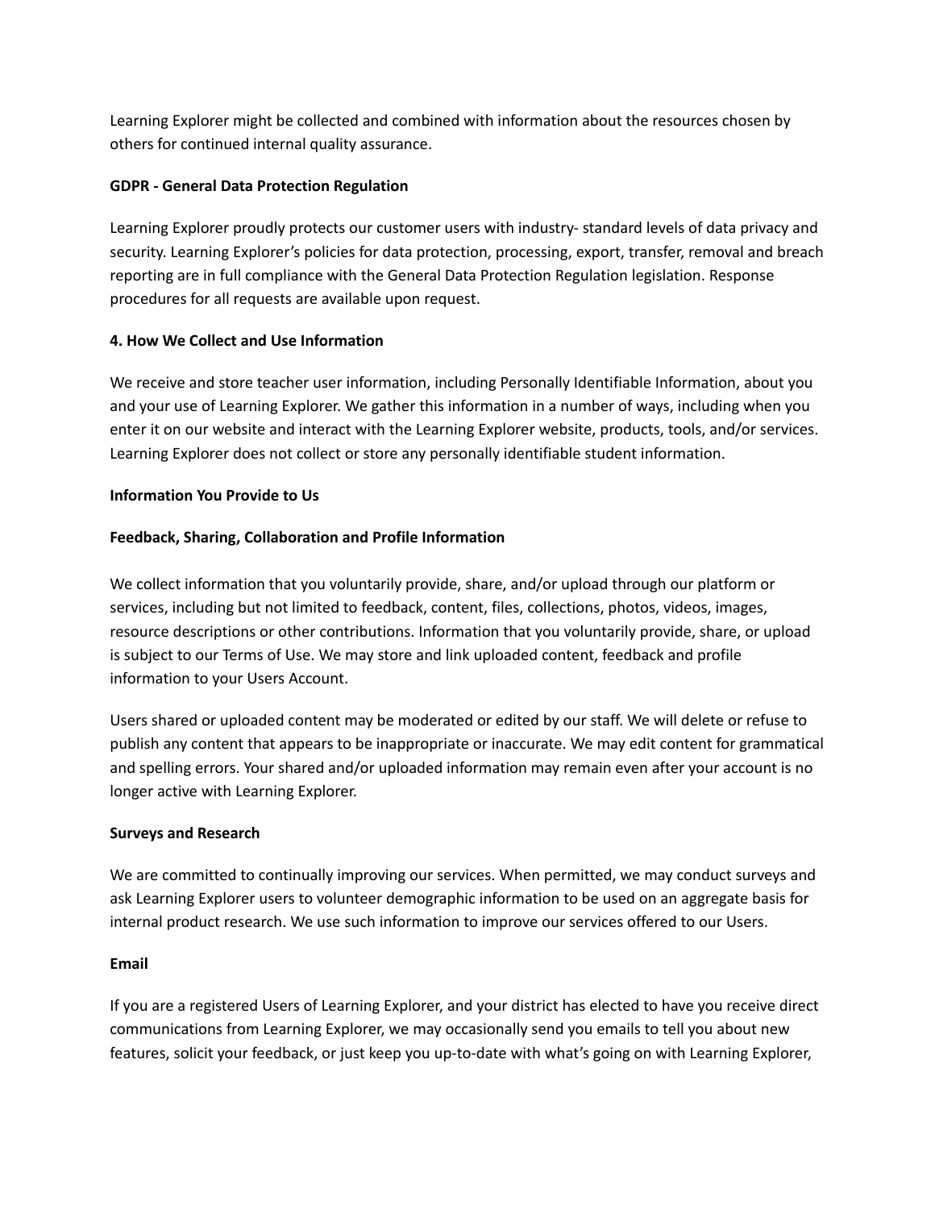Learning Explorer might be collected and combined with information about the resources chosen by others for continued internal quality assurance.

**GDPR - General Data Protection Regulation**

Learning Explorer proudly protects our customer users with industry- standard levels of data privacy and security. Learning Explorer's policies for data protection, processing, export, transfer, removal and breach reporting are in full compliance with the General Data Protection Regulation legislation. Response procedures for all requests are available upon request.

**4. How We Collect and Use Information**

We receive and store teacher user information, including Personally Identifiable Information, about you and your use of Learning Explorer. We gather this information in a number of ways, including when you enter it on our website and interact with the Learning Explorer website, products, tools, and/or services. Learning Explorer does not collect or store any personally identifiable student information.

**Information You Provide to Us**

**Feedback, Sharing, Collaboration and Profile Information**

We collect information that you voluntarily provide, share, and/or upload through our platform or services, including but not limited to feedback, content, files, collections, photos, videos, images, resource descriptions or other contributions. Information that you voluntarily provide, share, or upload is subject to our Terms of Use. We may store and link uploaded content, feedback and profile information to your Users Account.

Users shared or uploaded content may be moderated or edited by our staff. We will delete or refuse to publish any content that appears to be inappropriate or inaccurate. We may edit content for grammatical and spelling errors. Your shared and/or uploaded information may remain even after your account is no longer active with Learning Explorer.

**Surveys and Research**

We are committed to continually improving our services. When permitted, we may conduct surveys and ask Learning Explorer users to volunteer demographic information to be used on an aggregate basis for internal product research. We use such information to improve our services offered to our Users.

**Email**

If you are a registered Users of Learning Explorer, and your district has elected to have you receive direct communications from Learning Explorer, we may occasionally send you emails to tell you about new features, solicit your feedback, or just keep you up-to-date with what's going on with Learning Explorer,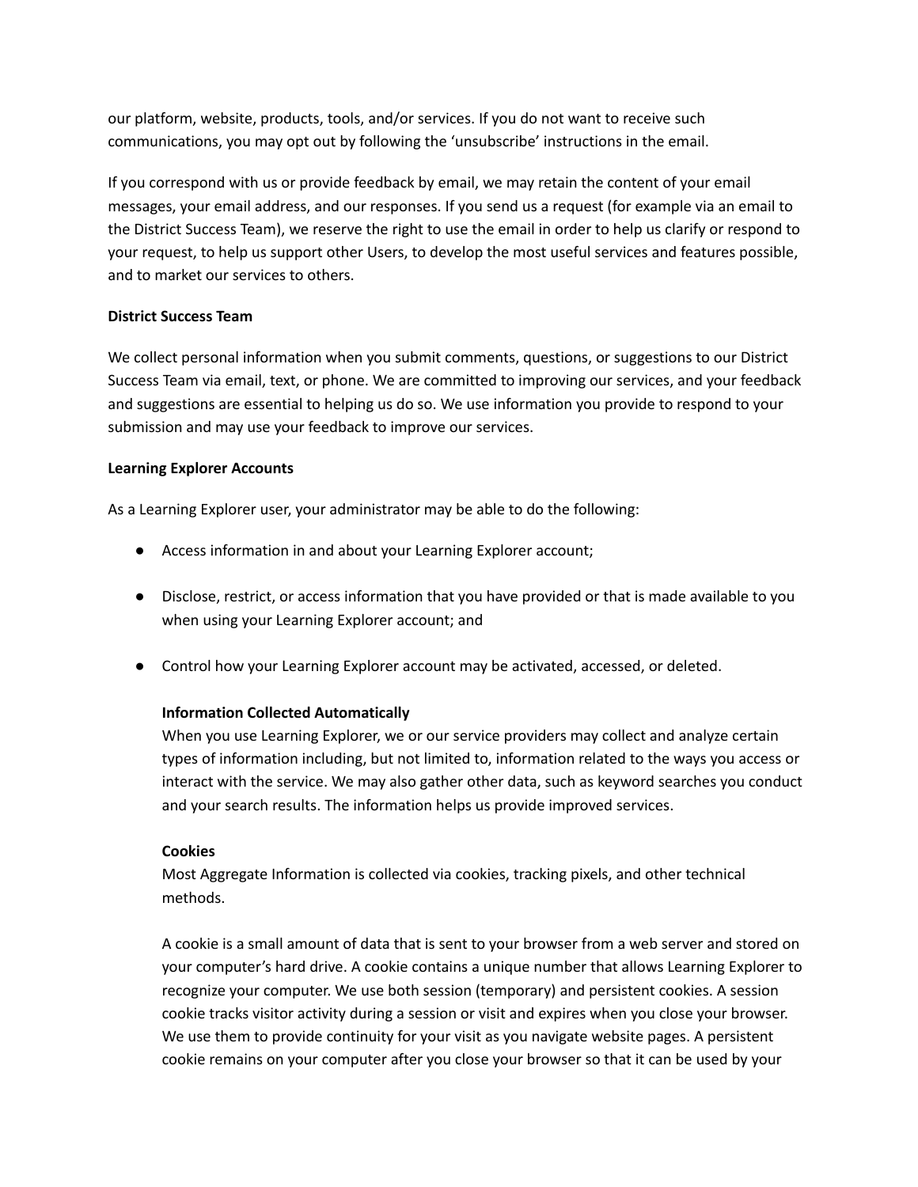our platform, website, products, tools, and/or services. If you do not want to receive such communications, you may opt out by following the 'unsubscribe' instructions in the email.

If you correspond with us or provide feedback by email, we may retain the content of your email messages, your email address, and our responses. If you send us a request (for example via an email to the District Success Team), we reserve the right to use the email in order to help us clarify or respond to your request, to help us support other Users, to develop the most useful services and features possible, and to market our services to others.

**District Success Team**

We collect personal information when you submit comments, questions, or suggestions to our District Success Team via email, text, or phone. We are committed to improving our services, and your feedback and suggestions are essential to helping us do so. We use information you provide to respond to your submission and may use your feedback to improve our services.

**Learning Explorer Accounts**

As a Learning Explorer user, your administrator may be able to do the following:

- Access information in and about your Learning Explorer account;
- Disclose, restrict, or access information that you have provided or that is made available to you when using your Learning Explorer account; and
- Control how your Learning Explorer account may be activated, accessed, or deleted.

**Information Collected Automatically**

When you use Learning Explorer, we or our service providers may collect and analyze certain types of information including, but not limited to, information related to the ways you access or interact with the service. We may also gather other data, such as keyword searches you conduct and your search results. The information helps us provide improved services.

**Cookies**

Most Aggregate Information is collected via cookies, tracking pixels, and other technical methods.

A cookie is a small amount of data that is sent to your browser from a web server and stored on your computer's hard drive. A cookie contains a unique number that allows Learning Explorer to recognize your computer. We use both session (temporary) and persistent cookies. A session cookie tracks visitor activity during a session or visit and expires when you close your browser. We use them to provide continuity for your visit as you navigate website pages. A persistent cookie remains on your computer after you close your browser so that it can be used by your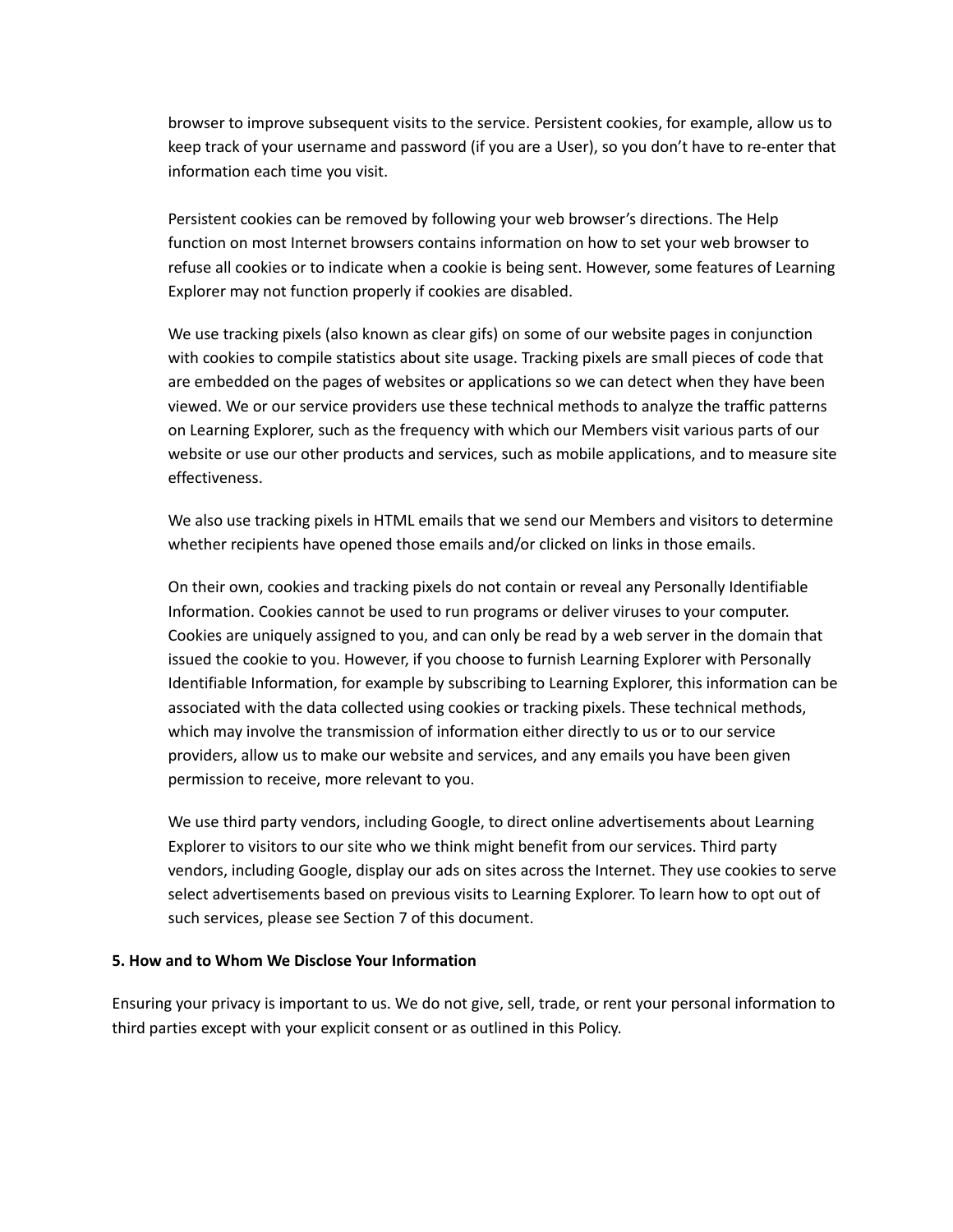browser to improve subsequent visits to the service. Persistent cookies, for example, allow us to keep track of your username and password (if you are a User), so you don't have to re-enter that information each time you visit.

Persistent cookies can be removed by following your web browser's directions. The Help function on most Internet browsers contains information on how to set your web browser to refuse all cookies or to indicate when a cookie is being sent. However, some features of Learning Explorer may not function properly if cookies are disabled.

We use tracking pixels (also known as clear gifs) on some of our website pages in conjunction with cookies to compile statistics about site usage. Tracking pixels are small pieces of code that are embedded on the pages of websites or applications so we can detect when they have been viewed. We or our service providers use these technical methods to analyze the traffic patterns on Learning Explorer, such as the frequency with which our Members visit various parts of our website or use our other products and services, such as mobile applications, and to measure site effectiveness.

We also use tracking pixels in HTML emails that we send our Members and visitors to determine whether recipients have opened those emails and/or clicked on links in those emails.

On their own, cookies and tracking pixels do not contain or reveal any Personally Identifiable Information. Cookies cannot be used to run programs or deliver viruses to your computer. Cookies are uniquely assigned to you, and can only be read by a web server in the domain that issued the cookie to you. However, if you choose to furnish Learning Explorer with Personally Identifiable Information, for example by subscribing to Learning Explorer, this information can be associated with the data collected using cookies or tracking pixels. These technical methods, which may involve the transmission of information either directly to us or to our service providers, allow us to make our website and services, and any emails you have been given permission to receive, more relevant to you.

We use third party vendors, including Google, to direct online advertisements about Learning Explorer to visitors to our site who we think might benefit from our services. Third party vendors, including Google, display our ads on sites across the Internet. They use cookies to serve select advertisements based on previous visits to Learning Explorer. To learn how to opt out of such services, please see Section 7 of this document.

**5. How and to Whom We Disclose Your Information**

Ensuring your privacy is important to us. We do not give, sell, trade, or rent your personal information to third parties except with your explicit consent or as outlined in this Policy.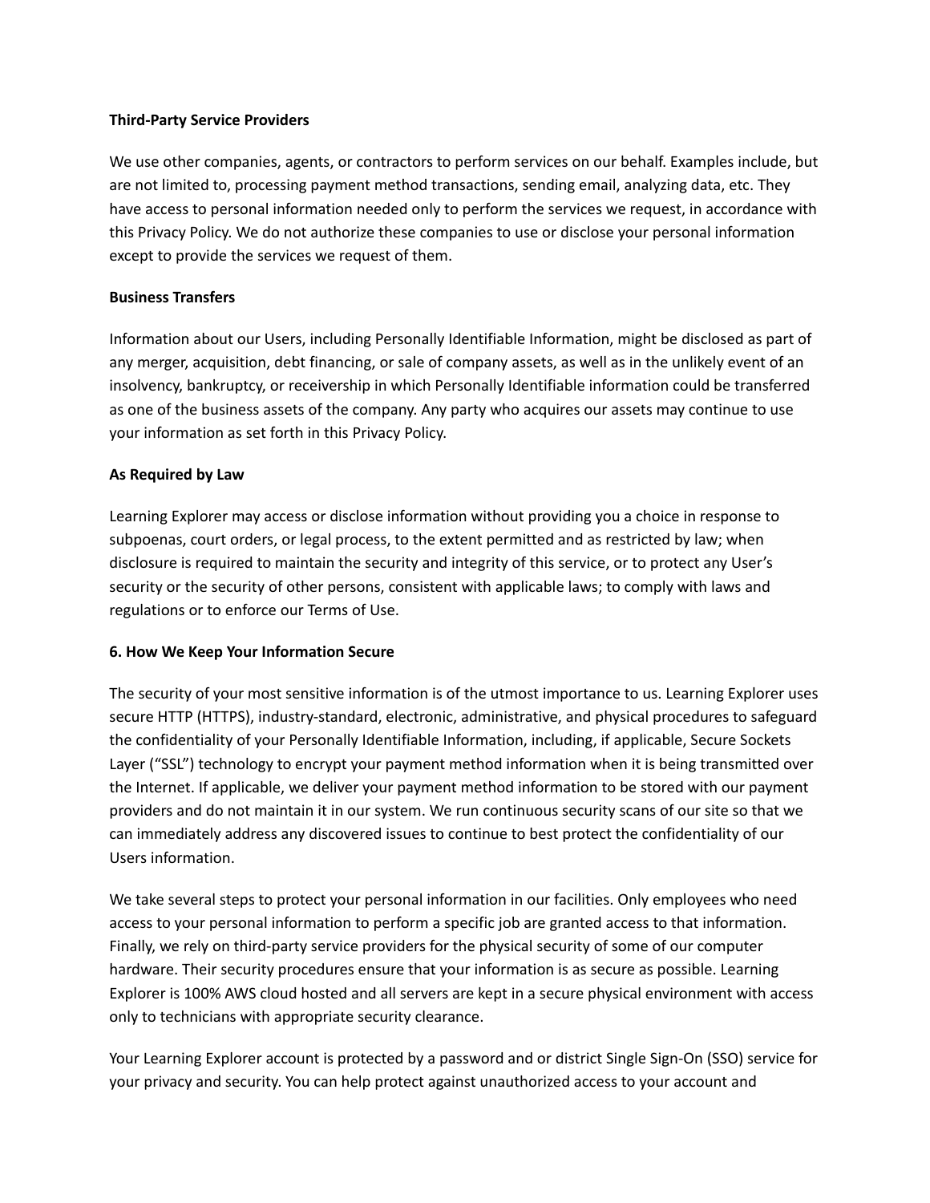**Third-Party Service Providers**

We use other companies, agents, or contractors to perform services on our behalf. Examples include, but are not limited to, processing payment method transactions, sending email, analyzing data, etc. They have access to personal information needed only to perform the services we request, in accordance with this Privacy Policy. We do not authorize these companies to use or disclose your personal information except to provide the services we request of them.

**Business Transfers**

Information about our Users, including Personally Identifiable Information, might be disclosed as part of any merger, acquisition, debt financing, or sale of company assets, as well as in the unlikely event of an insolvency, bankruptcy, or receivership in which Personally Identifiable information could be transferred as one of the business assets of the company. Any party who acquires our assets may continue to use your information as set forth in this Privacy Policy.

**As Required by Law**

Learning Explorer may access or disclose information without providing you a choice in response to subpoenas, court orders, or legal process, to the extent permitted and as restricted by law; when disclosure is required to maintain the security and integrity of this service, or to protect any User's security or the security of other persons, consistent with applicable laws; to comply with laws and regulations or to enforce our Terms of Use.

**6. How We Keep Your Information Secure**

The security of your most sensitive information is of the utmost importance to us. Learning Explorer uses secure HTTP (HTTPS), industry-standard, electronic, administrative, and physical procedures to safeguard the confidentiality of your Personally Identifiable Information, including, if applicable, Secure Sockets Layer ("SSL") technology to encrypt your payment method information when it is being transmitted over the Internet. If applicable, we deliver your payment method information to be stored with our payment providers and do not maintain it in our system. We run continuous security scans of our site so that we can immediately address any discovered issues to continue to best protect the confidentiality of our Users information.

We take several steps to protect your personal information in our facilities. Only employees who need access to your personal information to perform a specific job are granted access to that information. Finally, we rely on third-party service providers for the physical security of some of our computer hardware. Their security procedures ensure that your information is as secure as possible. Learning Explorer is 100% AWS cloud hosted and all servers are kept in a secure physical environment with access only to technicians with appropriate security clearance.

Your Learning Explorer account is protected by a password and or district Single Sign-On (SSO) service for your privacy and security. You can help protect against unauthorized access to your account and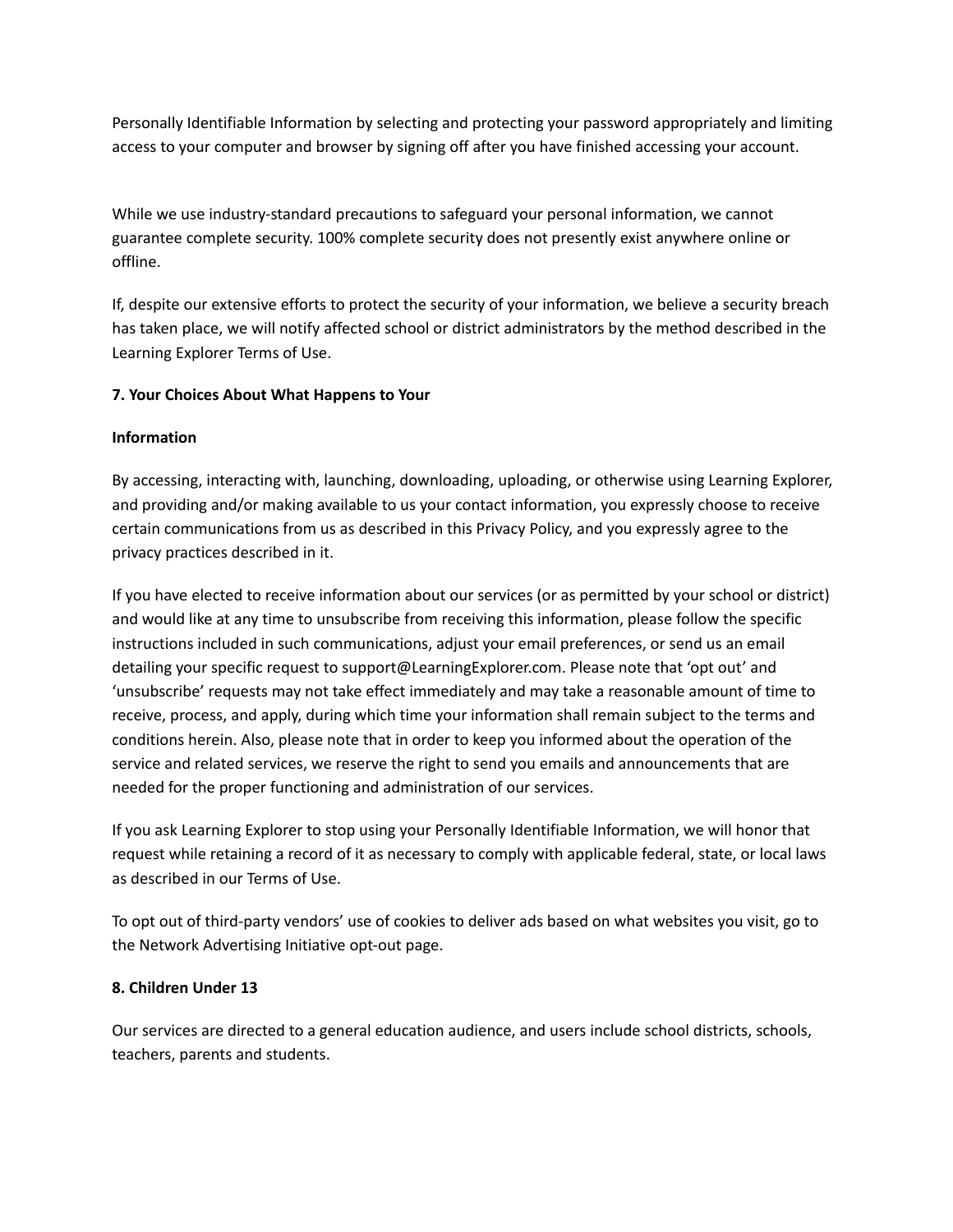Personally Identifiable Information by selecting and protecting your password appropriately and limiting access to your computer and browser by signing off after you have finished accessing your account.

While we use industry-standard precautions to safeguard your personal information, we cannot guarantee complete security. 100% complete security does not presently exist anywhere online or offline.

If, despite our extensive efforts to protect the security of your information, we believe a security breach has taken place, we will notify affected school or district administrators by the method described in the Learning Explorer Terms of Use.

**7. Your Choices About What Happens to Your**

**Information**

By accessing, interacting with, launching, downloading, uploading, or otherwise using Learning Explorer, and providing and/or making available to us your contact information, you expressly choose to receive certain communications from us as described in this Privacy Policy, and you expressly agree to the privacy practices described in it.

If you have elected to receive information about our services (or as permitted by your school or district) and would like at any time to unsubscribe from receiving this information, please follow the specific instructions included in such communications, adjust your email preferences, or send us an email detailing your specific request to support@LearningExplorer.com. Please note that 'opt out' and 'unsubscribe' requests may not take effect immediately and may take a reasonable amount of time to receive, process, and apply, during which time your information shall remain subject to the terms and conditions herein. Also, please note that in order to keep you informed about the operation of the service and related services, we reserve the right to send you emails and announcements that are needed for the proper functioning and administration of our services.

If you ask Learning Explorer to stop using your Personally Identifiable Information, we will honor that request while retaining a record of it as necessary to comply with applicable federal, state, or local laws as described in our Terms of Use.

To opt out of third-party vendors' use of cookies to deliver ads based on what websites you visit, go to the Network Advertising Initiative opt-out page.

**8. Children Under 13**

Our services are directed to a general education audience, and users include school districts, schools, teachers, parents and students.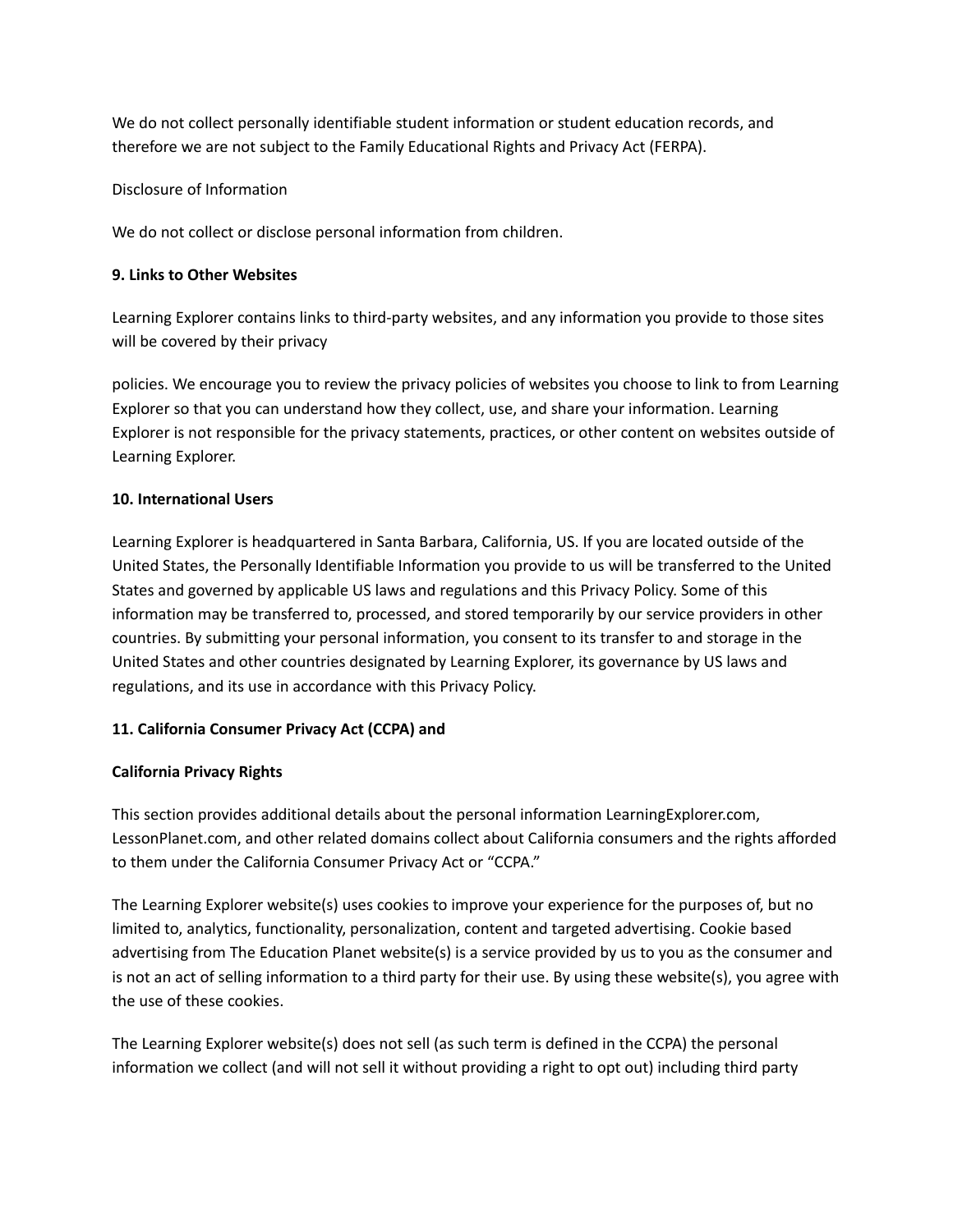We do not collect personally identifiable student information or student education records, and therefore we are not subject to the Family Educational Rights and Privacy Act (FERPA).

Disclosure of Information

We do not collect or disclose personal information from children.

**9. Links to Other Websites**

Learning Explorer contains links to third-party websites, and any information you provide to those sites will be covered by their privacy

policies. We encourage you to review the privacy policies of websites you choose to link to from Learning Explorer so that you can understand how they collect, use, and share your information. Learning Explorer is not responsible for the privacy statements, practices, or other content on websites outside of Learning Explorer.

**10. International Users**

Learning Explorer is headquartered in Santa Barbara, California, US. If you are located outside of the United States, the Personally Identifiable Information you provide to us will be transferred to the United States and governed by applicable US laws and regulations and this Privacy Policy. Some of this information may be transferred to, processed, and stored temporarily by our service providers in other countries. By submitting your personal information, you consent to its transfer to and storage in the United States and other countries designated by Learning Explorer, its governance by US laws and regulations, and its use in accordance with this Privacy Policy.

**11. California Consumer Privacy Act (CCPA) and**

**California Privacy Rights**

This section provides additional details about the personal information LearningExplorer.com, LessonPlanet.com, and other related domains collect about California consumers and the rights afforded to them under the California Consumer Privacy Act or "CCPA."

The Learning Explorer website(s) uses cookies to improve your experience for the purposes of, but no limited to, analytics, functionality, personalization, content and targeted advertising. Cookie based advertising from The Education Planet website(s) is a service provided by us to you as the consumer and is not an act of selling information to a third party for their use. By using these website(s), you agree with the use of these cookies.

The Learning Explorer website(s) does not sell (as such term is defined in the CCPA) the personal information we collect (and will not sell it without providing a right to opt out) including third party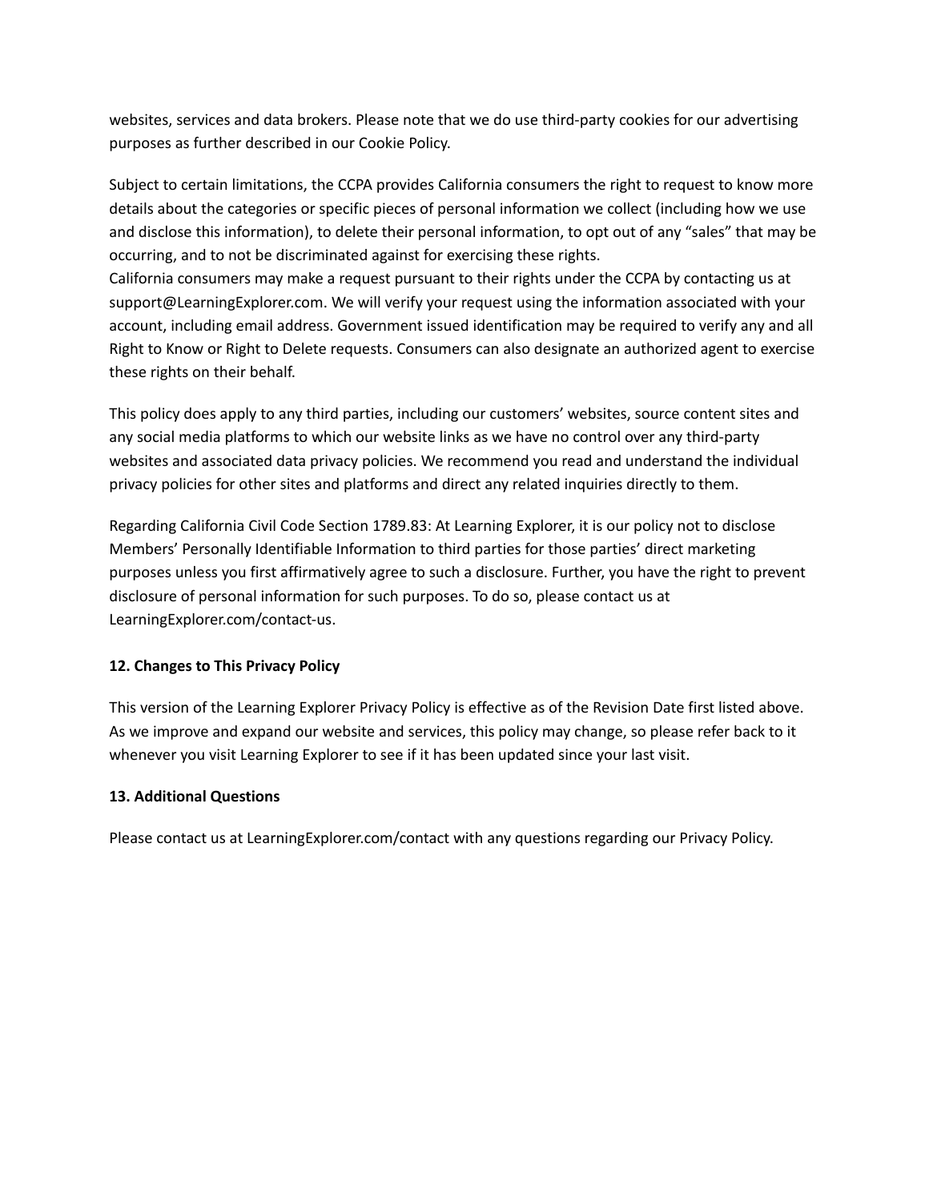websites, services and data brokers. Please note that we do use third-party cookies for our advertising purposes as further described in our Cookie Policy.

Subject to certain limitations, the CCPA provides California consumers the right to request to know more details about the categories or specific pieces of personal information we collect (including how we use and disclose this information), to delete their personal information, to opt out of any “sales” that may be occurring, and to not be discriminated against for exercising these rights.
California consumers may make a request pursuant to their rights under the CCPA by contacting us at support@LearningExplorer.com. We will verify your request using the information associated with your account, including email address. Government issued identification may be required to verify any and all Right to Know or Right to Delete requests. Consumers can also designate an authorized agent to exercise these rights on their behalf.

This policy does apply to any third parties, including our customers’ websites, source content sites and any social media platforms to which our website links as we have no control over any third-party websites and associated data privacy policies. We recommend you read and understand the individual privacy policies for other sites and platforms and direct any related inquiries directly to them.

Regarding California Civil Code Section 1789.83: At Learning Explorer, it is our policy not to disclose Members’ Personally Identifiable Information to third parties for those parties’ direct marketing purposes unless you first affirmatively agree to such a disclosure. Further, you have the right to prevent disclosure of personal information for such purposes. To do so, please contact us at LearningExplorer.com/contact-us.

**12. Changes to This Privacy Policy**

This version of the Learning Explorer Privacy Policy is effective as of the Revision Date first listed above. As we improve and expand our website and services, this policy may change, so please refer back to it whenever you visit Learning Explorer to see if it has been updated since your last visit.

**13. Additional Questions**

Please contact us at LearningExplorer.com/contact with any questions regarding our Privacy Policy.